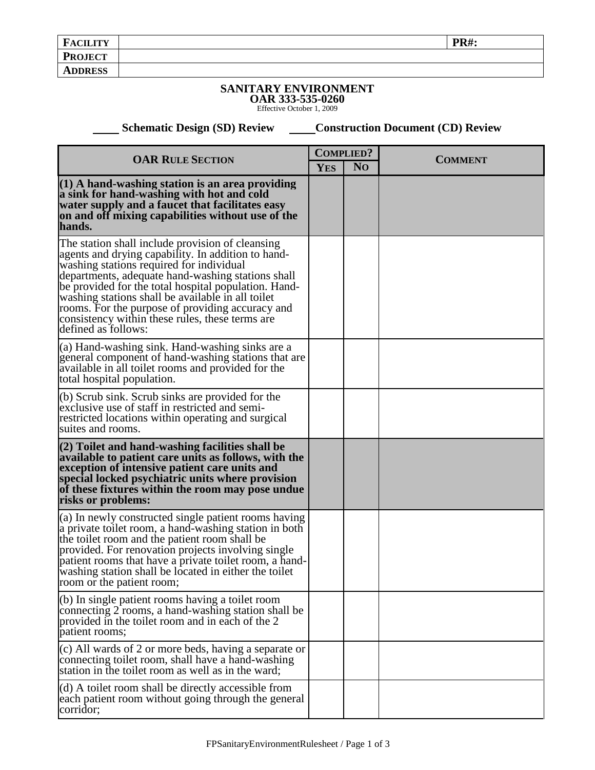| **FACILITY** | | **PR#:** |
| --- | --- | --- |
| **PROJECT** | | |
| **ADDRESS** | | |

## SANITARY ENVIRONMENT
### OAR 333-535-0260
Effective October 1, 2009

_____ **Schematic Design (SD) Review** _____ **Construction Document (CD) Review**

| **OAR RULE SECTION** | **COMPLIED?** | | **COMMENT** |
| --- | --- | --- | --- |
| | **YES** | **NO** | |
| **(1) A hand-washing station is an area providing a sink for hand-washing with hot and cold water supply and a faucet that facilitates easy on and off mixing capabilities without use of the hands.** | | | |
| The station shall include provision of cleansing agents and drying capability. In addition to hand-washing stations required for individual departments, adequate hand-washing stations shall be provided for the total hospital population. Hand-washing stations shall be available in all toilet rooms. For the purpose of providing accuracy and consistency within these rules, these terms are defined as follows: | | | |
| (a) Hand-washing sink. Hand-washing sinks are a general component of hand-washing stations that are available in all toilet rooms and provided for the total hospital population. | | | |
| (b) Scrub sink. Scrub sinks are provided for the exclusive use of staff in restricted and semi-restricted locations within operating and surgical suites and rooms. | | | |
| **(2) Toilet and hand-washing facilities shall be available to patient care units as follows, with the exception of intensive patient care units and special locked psychiatric units where provision of these fixtures within the room may pose undue risks or problems:** | | | |
| (a) In newly constructed single patient rooms having a private toilet room, a hand-washing station in both the toilet room and the patient room shall be provided. For renovation projects involving single patient rooms that have a private toilet room, a hand-washing station shall be located in either the toilet room or the patient room; | | | |
| (b) In single patient rooms having a toilet room connecting 2 rooms, a hand-washing station shall be provided in the toilet room and in each of the 2 patient rooms; | | | |
| (c) All wards of 2 or more beds, having a separate or connecting toilet room, shall have a hand-washing station in the toilet room as well as in the ward; | | | |
| (d) A toilet room shall be directly accessible from each patient room without going through the general corridor; | | | |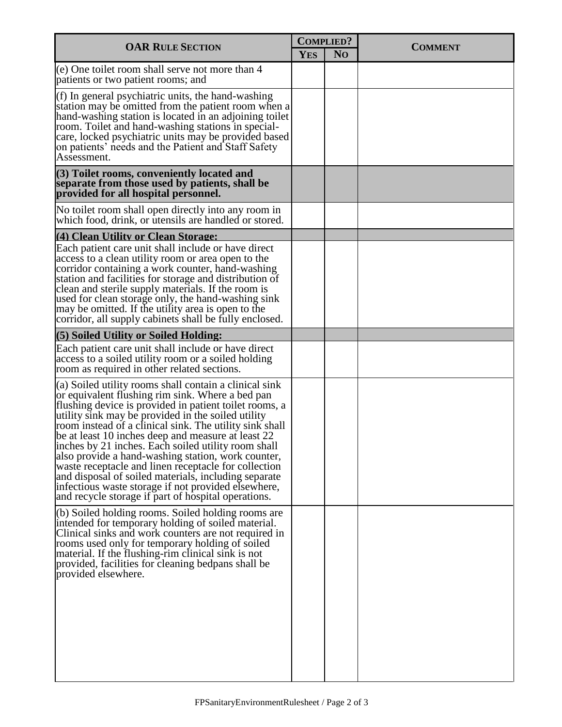| OAR Rule Section | Complied? | | Comment |
|---|---|---|---|
| | Yes | No | |
| (e) One toilet room shall serve not more than 4 patients or two patient rooms; and | | | |
| (f) In general psychiatric units, the hand-washing station may be omitted from the patient room when a hand-washing station is located in an adjoining toilet room. Toilet and hand-washing stations in special-care, locked psychiatric units may be provided based on patients' needs and the Patient and Staff Safety Assessment. | | | |
| **(3) Toilet rooms, conveniently located and separate from those used by patients, shall be provided for all hospital personnel.** | | | |
| No toilet room shall open directly into any room in which food, drink, or utensils are handled or stored. | | | |
| **(4) Clean Utility or Clean Storage:** | | | |
| Each patient care unit shall include or have direct access to a clean utility room or area open to the corridor containing a work counter, hand-washing station and facilities for storage and distribution of clean and sterile supply materials. If the room is used for clean storage only, the hand-washing sink may be omitted. If the utility area is open to the corridor, all supply cabinets shall be fully enclosed. | | | |
| **(5) Soiled Utility or Soiled Holding:** | | | |
| Each patient care unit shall include or have direct access to a soiled utility room or a soiled holding room as required in other related sections. | | | |
| (a) Soiled utility rooms shall contain a clinical sink or equivalent flushing rim sink. Where a bed pan flushing device is provided in patient toilet rooms, a utility sink may be provided in the soiled utility room instead of a clinical sink. The utility sink shall be at least 10 inches deep and measure at least 22 inches by 21 inches. Each soiled utility room shall also provide a hand-washing station, work counter, waste receptacle and linen receptacle for collection and disposal of soiled materials, including separate infectious waste storage if not provided elsewhere, and recycle storage if part of hospital operations. | | | |
| (b) Soiled holding rooms. Soiled holding rooms are intended for temporary holding of soiled material. Clinical sinks and work counters are not required in rooms used only for temporary holding of soiled material. If the flushing-rim clinical sink is not provided, facilities for cleaning bedpans shall be provided elsewhere. | | | |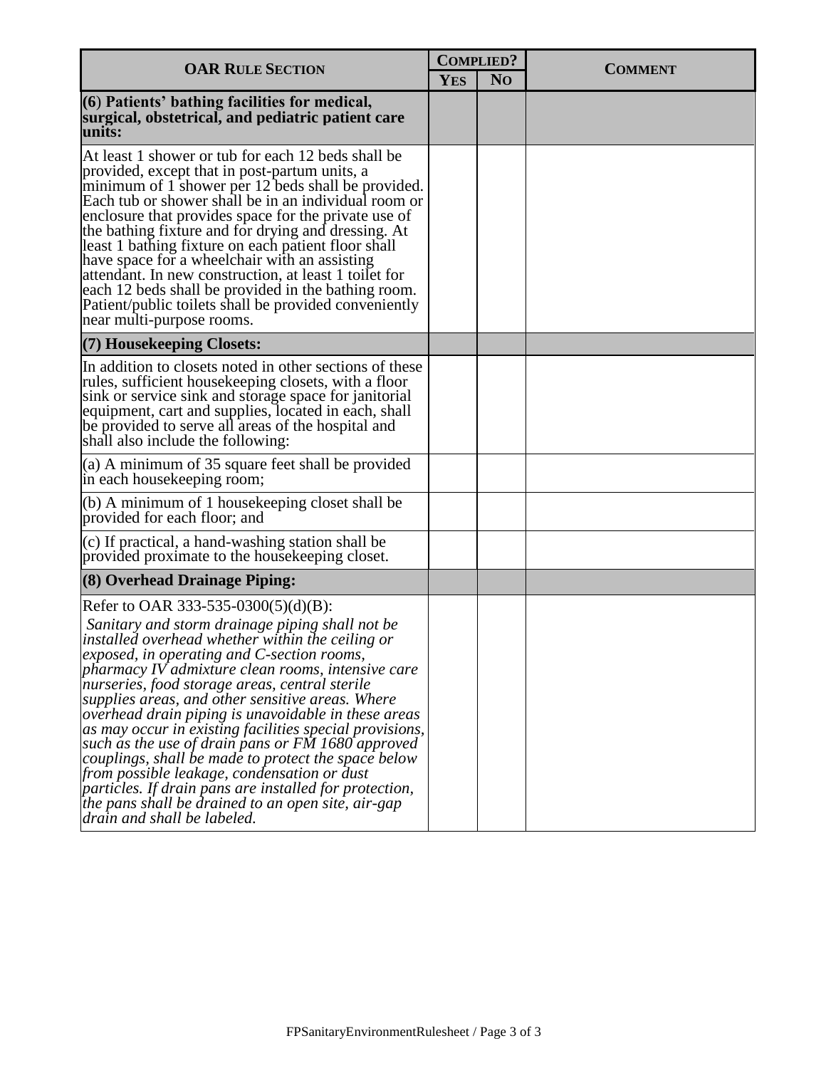| OAR Rule Section | Complied? | | Comment |
|---|---|---|---|
| | Yes | No | |
| **(6) Patients' bathing facilities for medical, surgical, obstetrical, and pediatric patient care units:** | | | |
| At least 1 shower or tub for each 12 beds shall be provided, except that in post-partum units, a minimum of 1 shower per 12 beds shall be provided. Each tub or shower shall be in an individual room or enclosure that provides space for the private use of the bathing fixture and for drying and dressing. At least 1 bathing fixture on each patient floor shall have space for a wheelchair with an assisting attendant. In new construction, at least 1 toilet for each 12 beds shall be provided in the bathing room. Patient/public toilets shall be provided conveniently near multi-purpose rooms. | | | |
| **(7) Housekeeping Closets:** | | | |
| In addition to closets noted in other sections of these rules, sufficient housekeeping closets, with a floor sink or service sink and storage space for janitorial equipment, cart and supplies, located in each, shall be provided to serve all areas of the hospital and shall also include the following: | | | |
| (a) A minimum of 35 square feet shall be provided in each housekeeping room; | | | |
| (b) A minimum of 1 housekeeping closet shall be provided for each floor; and | | | |
| (c) If practical, a hand-washing station shall be provided proximate to the housekeeping closet. | | | |
| **(8) Overhead Drainage Piping:** | | | |
| Refer to OAR 333-535-0300(5)(d)(B): *Sanitary and storm drainage piping shall not be installed overhead whether within the ceiling or exposed, in operating and C-section rooms, pharmacy IV admixture clean rooms, intensive care nurseries, food storage areas, central sterile supplies areas, and other sensitive areas. Where overhead drain piping is unavoidable in these areas as may occur in existing facilities special provisions, such as the use of drain pans or FM 1680 approved couplings, shall be made to protect the space below from possible leakage, condensation or dust particles. If drain pans are installed for protection, the pans shall be drained to an open site, air-gap drain and shall be labeled.* | | | |